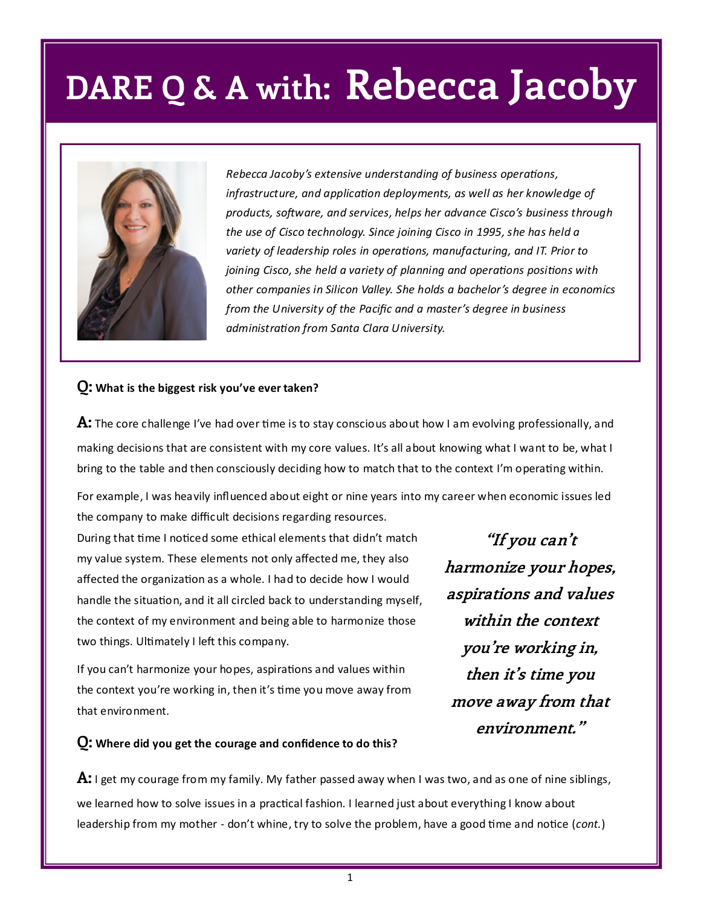# DARE Q & A with: Rebecca Jacoby

*Rebecca Jacoby's extensive understanding of business operations, infrastructure, and application deployments, as well as her knowledge of products, software, and services, helps her advance Cisco's business through the use of Cisco technology. Since joining Cisco in 1995, she has held a variety of leadership roles in operations, manufacturing, and IT. Prior to joining Cisco, she held a variety of planning and operations positions with other companies in Silicon Valley. She holds a bachelor's degree in economics from the University of the Pacific and a master's degree in business administration from Santa Clara University.*

**Q: What is the biggest risk you've ever taken?**

**A:** The core challenge I've had over time is to stay conscious about how I am evolving professionally, and making decisions that are consistent with my core values. It's all about knowing what I want to be, what I bring to the table and then consciously deciding how to match that to the context I'm operating within.

For example, I was heavily influenced about eight or nine years into my career when economic issues led the company to make difficult decisions regarding resources. During that time I noticed some ethical elements that didn't match my value system. These elements not only affected me, they also affected the organization as a whole. I had to decide how I would handle the situation, and it all circled back to understanding myself, the context of my environment and being able to harmonize those two things. Ultimately I left this company.

If you can't harmonize your hopes, aspirations and values within the context you're working in, then it's time you move away from that environment.

> ***"If you can't harmonize your hopes, aspirations and values within the context you're working in, then it's time you move away from that environment."***

**Q: Where did you get the courage and confidence to do this?**

**A:** I get my courage from my family. My father passed away when I was two, and as one of nine siblings, we learned how to solve issues in a practical fashion. I learned just about everything I know about leadership from my mother - don't whine, try to solve the problem, have a good time and notice (*cont.*)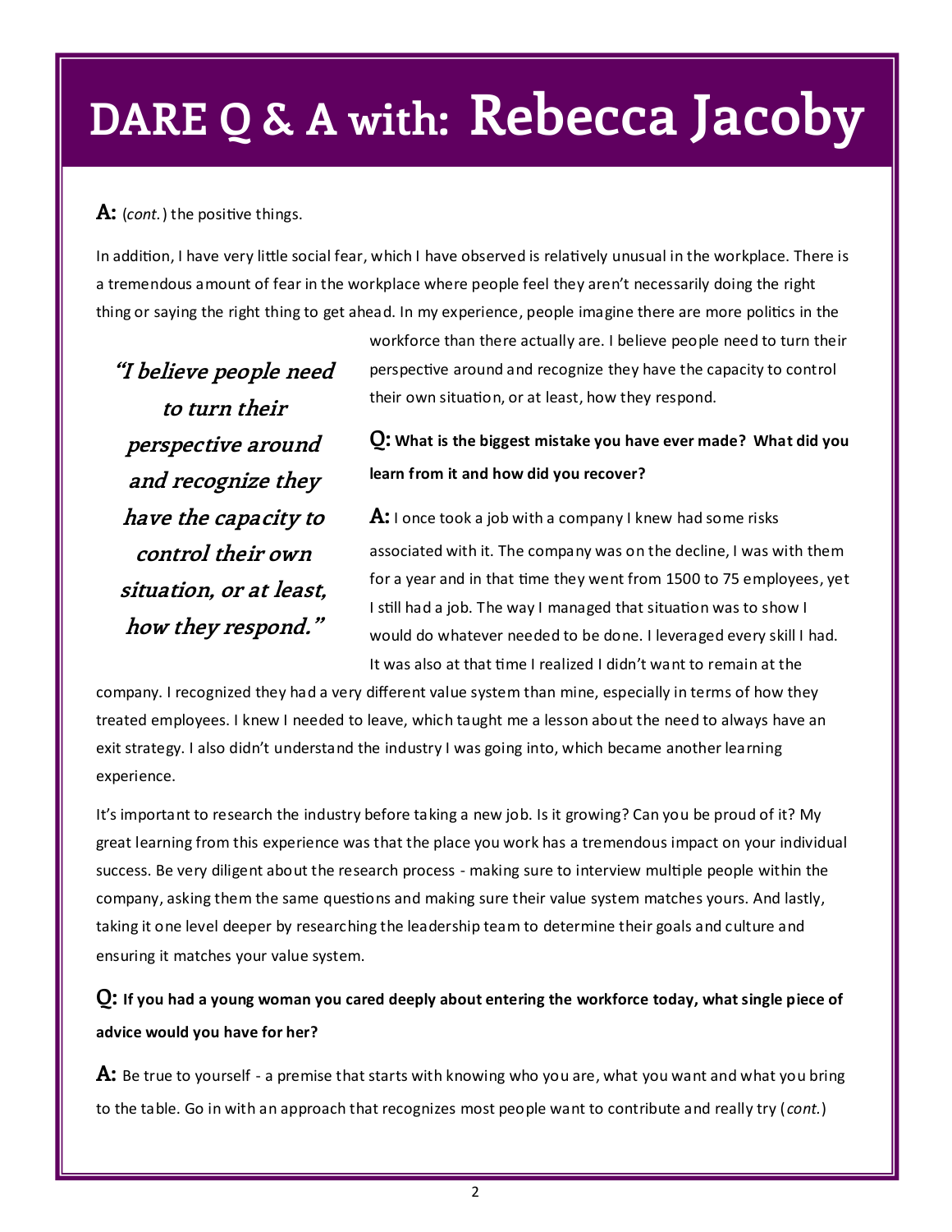# DARE Q & A with: Rebecca Jacoby

**A:** (*cont.*) the positive things.

In addition, I have very little social fear, which I have observed is relatively unusual in the workplace. There is a tremendous amount of fear in the workplace where people feel they aren't necessarily doing the right thing or saying the right thing to get ahead. In my experience, people imagine there are more politics in the workforce than there actually are. I believe people need to turn their perspective around and recognize they have the capacity to control their own situation, or at least, how they respond.

> ***"I believe people need to turn their perspective around and recognize they have the capacity to control their own situation, or at least, how they respond."***

**Q: What is the biggest mistake you have ever made? What did you learn from it and how did you recover?**

**A:** I once took a job with a company I knew had some risks associated with it. The company was on the decline, I was with them for a year and in that time they went from 1500 to 75 employees, yet I still had a job. The way I managed that situation was to show I would do whatever needed to be done. I leveraged every skill I had. It was also at that time I realized I didn't want to remain at the company. I recognized they had a very different value system than mine, especially in terms of how they treated employees. I knew I needed to leave, which taught me a lesson about the need to always have an exit strategy. I also didn't understand the industry I was going into, which became another learning experience.

It's important to research the industry before taking a new job. Is it growing? Can you be proud of it? My great learning from this experience was that the place you work has a tremendous impact on your individual success. Be very diligent about the research process - making sure to interview multiple people within the company, asking them the same questions and making sure their value system matches yours. And lastly, taking it one level deeper by researching the leadership team to determine their goals and culture and ensuring it matches your value system.

**Q: If you had a young woman you cared deeply about entering the workforce today, what single piece of advice would you have for her?**

**A:** Be true to yourself - a premise that starts with knowing who you are, what you want and what you bring to the table. Go in with an approach that recognizes most people want to contribute and really try (*cont.*)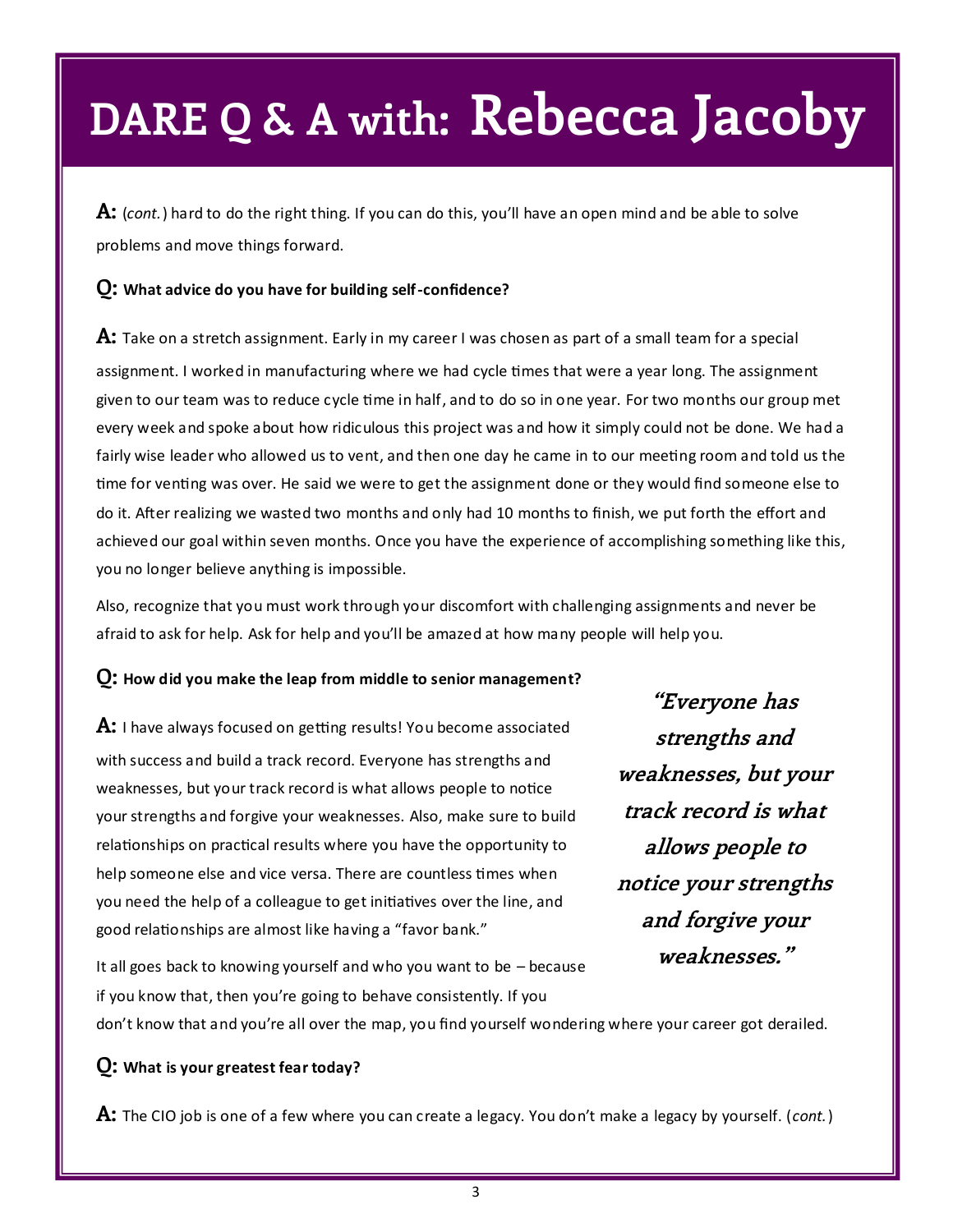# DARE Q & A with: Rebecca Jacoby

**A:** (*cont.*) hard to do the right thing. If you can do this, you'll have an open mind and be able to solve problems and move things forward.

**Q: What advice do you have for building self-confidence?**

**A:** Take on a stretch assignment. Early in my career I was chosen as part of a small team for a special assignment. I worked in manufacturing where we had cycle times that were a year long. The assignment given to our team was to reduce cycle time in half, and to do so in one year. For two months our group met every week and spoke about how ridiculous this project was and how it simply could not be done. We had a fairly wise leader who allowed us to vent, and then one day he came in to our meeting room and told us the time for venting was over. He said we were to get the assignment done or they would find someone else to do it. After realizing we wasted two months and only had 10 months to finish, we put forth the effort and achieved our goal within seven months. Once you have the experience of accomplishing something like this, you no longer believe anything is impossible.

Also, recognize that you must work through your discomfort with challenging assignments and never be afraid to ask for help. Ask for help and you'll be amazed at how many people will help you.

**Q: How did you make the leap from middle to senior management?**

**A:** I have always focused on getting results! You become associated with success and build a track record. Everyone has strengths and weaknesses, but your track record is what allows people to notice your strengths and forgive your weaknesses. Also, make sure to build relationships on practical results where you have the opportunity to help someone else and vice versa. There are countless times when you need the help of a colleague to get initiatives over the line, and good relationships are almost like having a "favor bank."

> ***"Everyone has strengths and weaknesses, but your track record is what allows people to notice your strengths and forgive your weaknesses."***

It all goes back to knowing yourself and who you want to be – because if you know that, then you're going to behave consistently. If you don't know that and you're all over the map, you find yourself wondering where your career got derailed.

**Q: What is your greatest fear today?**

**A:** The CIO job is one of a few where you can create a legacy. You don't make a legacy by yourself. (*cont.*)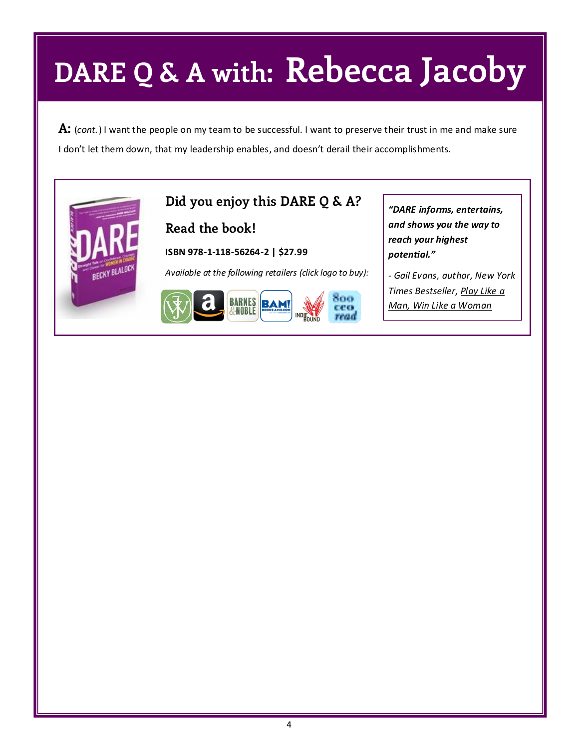# DARE Q & A with: Rebecca Jacoby

**A:** (*cont.*) I want the people on my team to be successful. I want to preserve their trust in me and make sure I don't let them down, that my leadership enables, and doesn't derail their accomplishments.

## Did you enjoy this DARE Q & A?

## Read the book!

**ISBN 978-1-118-56264-2 | $27.99**

*Available at the following retailers (click logo to buy):*

***"DARE informs, entertains, and shows you the way to reach your highest potential."***

*- Gail Evans, author, New York Times Bestseller, Play Like a Man, Win Like a Woman*